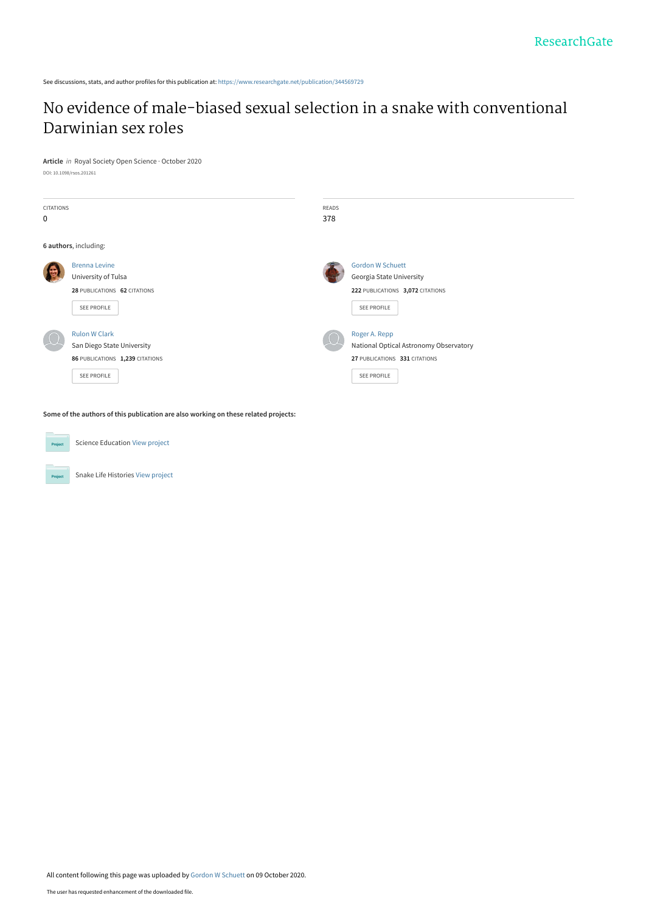ResearchGate

See discussions, stats, and author profiles for this publication at: https://www.researchgate.net/publication/344569729

# No evidence of male-biased sexual selection in a snake with conventional Darwinian sex roles

**Article** *in* Royal Society Open Science · October 2020

DOI: 10.1098/rsos.201261

| CITATIONS | READS |
|---|---|
| 0 | 378 |

**6 authors**, including:

**Brenna Levine**
University of Tulsa
28 PUBLICATIONS 62 CITATIONS
SEE PROFILE

**Gordon W Schuett**
Georgia State University
222 PUBLICATIONS 3,072 CITATIONS
SEE PROFILE

**Rulon W Clark**
San Diego State University
86 PUBLICATIONS 1,239 CITATIONS
SEE PROFILE

**Roger A. Repp**
National Optical Astronomy Observatory
27 PUBLICATIONS 331 CITATIONS
SEE PROFILE

**Some of the authors of this publication are also working on these related projects:**

Science Education View project

Snake Life Histories View project

All content following this page was uploaded by Gordon W Schuett on 09 October 2020.

The user has requested enhancement of the downloaded file.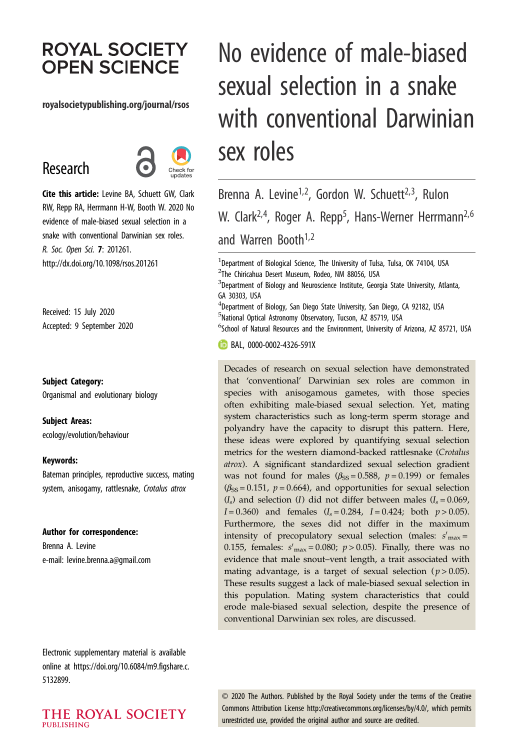# ROYAL SOCIETY OPEN SCIENCE

royalsocietypublishing.org/journal/rsos

## Research

**Cite this article:** Levine BA, Schuett GW, Clark RW, Repp RA, Herrmann H-W, Booth W. 2020 No evidence of male-biased sexual selection in a snake with conventional Darwinian sex roles. *R. Soc. Open Sci.* **7**: 201261. http://dx.doi.org/10.1098/rsos.201261

Received: 15 July 2020
Accepted: 9 September 2020

**Subject Category:**
Organismal and evolutionary biology

**Subject Areas:**
ecology/evolution/behaviour

**Keywords:**
Bateman principles, reproductive success, mating system, anisogamy, rattlesnake, *Crotalus atrox*

**Author for correspondence:**
Brenna A. Levine
e-mail: levine.brenna.a@gmail.com

Electronic supplementary material is available online at https://doi.org/10.6084/m9.figshare.c.5132899.

# No evidence of male-biased sexual selection in a snake with conventional Darwinian sex roles

Brenna A. Levine[1,2], Gordon W. Schuett[2,3], Rulon W. Clark[2,4], Roger A. Repp[5], Hans-Werner Herrmann[2,6] and Warren Booth[1,2]

[1]Department of Biological Science, The University of Tulsa, Tulsa, OK 74104, USA
[2]The Chiricahua Desert Museum, Rodeo, NM 88056, USA
[3]Department of Biology and Neuroscience Institute, Georgia State University, Atlanta, GA 30303, USA
[4]Department of Biology, San Diego State University, San Diego, CA 92182, USA
[5]National Optical Astronomy Observatory, Tucson, AZ 85719, USA
[6]School of Natural Resources and the Environment, University of Arizona, AZ 85721, USA

BAL, 0000-0002-4326-591X

Decades of research on sexual selection have demonstrated that 'conventional' Darwinian sex roles are common in species with anisogamous gametes, with those species often exhibiting male-biased sexual selection. Yet, mating system characteristics such as long-term sperm storage and polyandry have the capacity to disrupt this pattern. Here, these ideas were explored by quantifying sexual selection metrics for the western diamond-backed rattlesnake (*Crotalus atrox*). A significant standardized sexual selection gradient was not found for males ($\beta_{SS} = 0.588$, $p = 0.199$) or females ($\beta_{SS} = 0.151$, $p = 0.664$), and opportunities for sexual selection ($I_s$) and selection ($I$) did not differ between males ($I_s = 0.069$, $I = 0.360$) and females ($I_s = 0.284$, $I = 0.424$; both $p > 0.05$). Furthermore, the sexes did not differ in the maximum intensity of precopulatory sexual selection (males: $s'_{max} = 0.155$, females: $s'_{max} = 0.080$; $p > 0.05$). Finally, there was no evidence that male snout–vent length, a trait associated with mating advantage, is a target of sexual selection ($p > 0.05$). These results suggest a lack of male-biased sexual selection in this population. Mating system characteristics that could erode male-biased sexual selection, despite the presence of conventional Darwinian sex roles, are discussed.

© 2020 The Authors. Published by the Royal Society under the terms of the Creative Commons Attribution License http://creativecommons.org/licenses/by/4.0/, which permits unrestricted use, provided the original author and source are credited.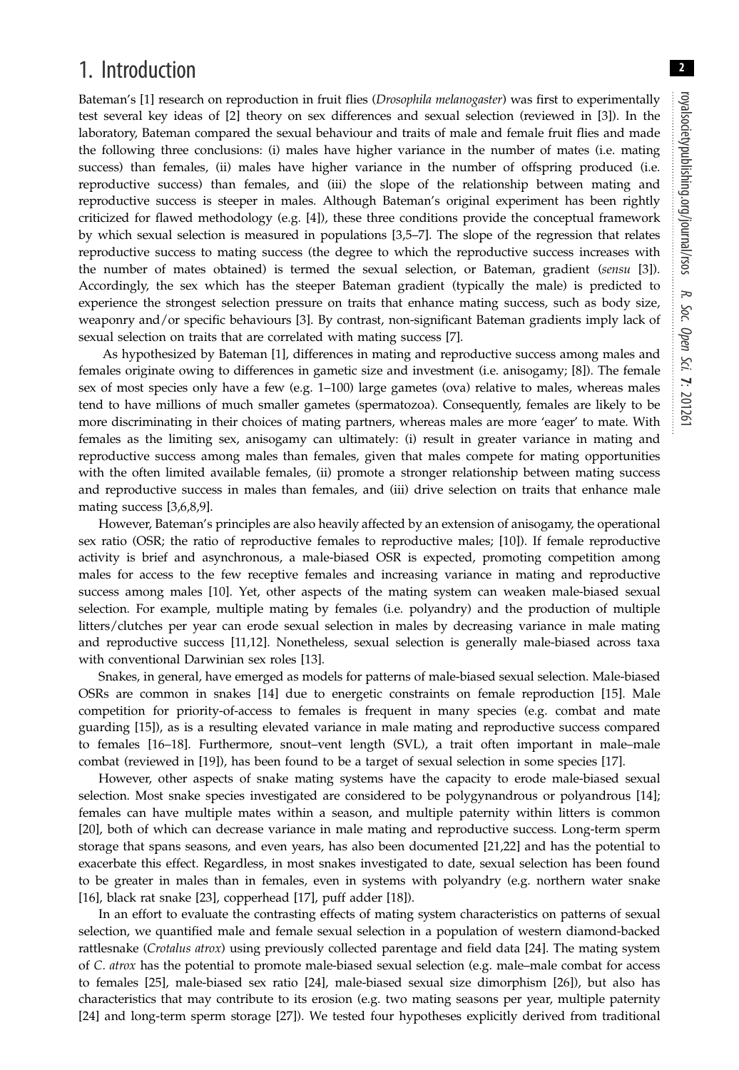# 1. Introduction

Bateman's [1] research on reproduction in fruit flies (*Drosophila melanogaster*) was first to experimentally test several key ideas of [2] theory on sex differences and sexual selection (reviewed in [3]). In the laboratory, Bateman compared the sexual behaviour and traits of male and female fruit flies and made the following three conclusions: (i) males have higher variance in the number of mates (i.e. mating success) than females, (ii) males have higher variance in the number of offspring produced (i.e. reproductive success) than females, and (iii) the slope of the relationship between mating and reproductive success is steeper in males. Although Bateman's original experiment has been rightly criticized for flawed methodology (e.g. [4]), these three conditions provide the conceptual framework by which sexual selection is measured in populations [3,5–7]. The slope of the regression that relates reproductive success to mating success (the degree to which the reproductive success increases with the number of mates obtained) is termed the sexual selection, or Bateman, gradient (*sensu* [3]). Accordingly, the sex which has the steeper Bateman gradient (typically the male) is predicted to experience the strongest selection pressure on traits that enhance mating success, such as body size, weaponry and/or specific behaviours [3]. By contrast, non-significant Bateman gradients imply lack of sexual selection on traits that are correlated with mating success [7].

As hypothesized by Bateman [1], differences in mating and reproductive success among males and females originate owing to differences in gametic size and investment (i.e. anisogamy; [8]). The female sex of most species only have a few (e.g. 1–100) large gametes (ova) relative to males, whereas males tend to have millions of much smaller gametes (spermatozoa). Consequently, females are likely to be more discriminating in their choices of mating partners, whereas males are more 'eager' to mate. With females as the limiting sex, anisogamy can ultimately: (i) result in greater variance in mating and reproductive success among males than females, given that males compete for mating opportunities with the often limited available females, (ii) promote a stronger relationship between mating success and reproductive success in males than females, and (iii) drive selection on traits that enhance male mating success [3,6,8,9].

However, Bateman's principles are also heavily affected by an extension of anisogamy, the operational sex ratio (OSR; the ratio of reproductive females to reproductive males; [10]). If female reproductive activity is brief and asynchronous, a male-biased OSR is expected, promoting competition among males for access to the few receptive females and increasing variance in mating and reproductive success among males [10]. Yet, other aspects of the mating system can weaken male-biased sexual selection. For example, multiple mating by females (i.e. polyandry) and the production of multiple litters/clutches per year can erode sexual selection in males by decreasing variance in male mating and reproductive success [11,12]. Nonetheless, sexual selection is generally male-biased across taxa with conventional Darwinian sex roles [13].

Snakes, in general, have emerged as models for patterns of male-biased sexual selection. Male-biased OSRs are common in snakes [14] due to energetic constraints on female reproduction [15]. Male competition for priority-of-access to females is frequent in many species (e.g. combat and mate guarding [15]), as is a resulting elevated variance in male mating and reproductive success compared to females [16–18]. Furthermore, snout–vent length (SVL), a trait often important in male–male combat (reviewed in [19]), has been found to be a target of sexual selection in some species [17].

However, other aspects of snake mating systems have the capacity to erode male-biased sexual selection. Most snake species investigated are considered to be polygynandrous or polyandrous [14]; females can have multiple mates within a season, and multiple paternity within litters is common [20], both of which can decrease variance in male mating and reproductive success. Long-term sperm storage that spans seasons, and even years, has also been documented [21,22] and has the potential to exacerbate this effect. Regardless, in most snakes investigated to date, sexual selection has been found to be greater in males than in females, even in systems with polyandry (e.g. northern water snake [16], black rat snake [23], copperhead [17], puff adder [18]).

In an effort to evaluate the contrasting effects of mating system characteristics on patterns of sexual selection, we quantified male and female sexual selection in a population of western diamond-backed rattlesnake (*Crotalus atrox*) using previously collected parentage and field data [24]. The mating system of *C. atrox* has the potential to promote male-biased sexual selection (e.g. male–male combat for access to females [25], male-biased sex ratio [24], male-biased sexual size dimorphism [26]), but also has characteristics that may contribute to its erosion (e.g. two mating seasons per year, multiple paternity [24] and long-term sperm storage [27]). We tested four hypotheses explicitly derived from traditional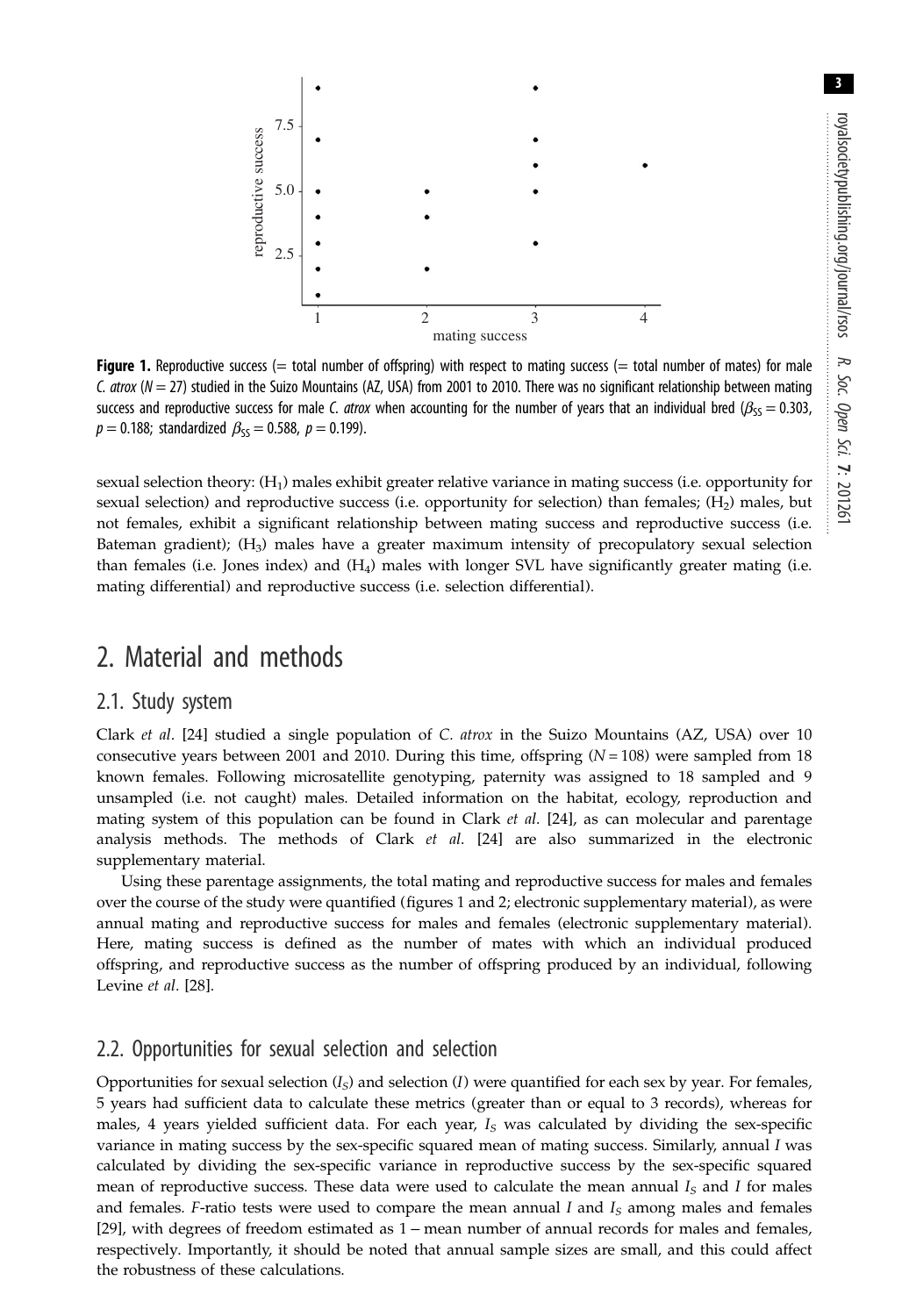**Figure 1.** Reproductive success (= total number of offspring) with respect to mating success (= total number of mates) for male *C. atrox* ($N = 27$) studied in the Suizo Mountains (AZ, USA) from 2001 to 2010. There was no significant relationship between mating success and reproductive success for male *C. atrox* when accounting for the number of years that an individual bred ($\beta_{SS} = 0.303$, $p = 0.188$; standardized $\beta_{SS} = 0.588$, $p = 0.199$).

sexual selection theory: ($H_1$) males exhibit greater relative variance in mating success (i.e. opportunity for sexual selection) and reproductive success (i.e. opportunity for selection) than females; ($H_2$) males, but not females, exhibit a significant relationship between mating success and reproductive success (i.e. Bateman gradient); ($H_3$) males have a greater maximum intensity of precopulatory sexual selection than females (i.e. Jones index) and ($H_4$) males with longer SVL have significantly greater mating (i.e. mating differential) and reproductive success (i.e. selection differential).

# 2. Material and methods

## 2.1. Study system

Clark *et al*. [24] studied a single population of *C. atrox* in the Suizo Mountains (AZ, USA) over 10 consecutive years between 2001 and 2010. During this time, offspring ($N = 108$) were sampled from 18 known females. Following microsatellite genotyping, paternity was assigned to 18 sampled and 9 unsampled (i.e. not caught) males. Detailed information on the habitat, ecology, reproduction and mating system of this population can be found in Clark *et al*. [24], as can molecular and parentage analysis methods. The methods of Clark *et al*. [24] are also summarized in the electronic supplementary material.

Using these parentage assignments, the total mating and reproductive success for males and females over the course of the study were quantified (figures 1 and 2; electronic supplementary material), as were annual mating and reproductive success for males and females (electronic supplementary material). Here, mating success is defined as the number of mates with which an individual produced offspring, and reproductive success as the number of offspring produced by an individual, following Levine *et al*. [28].

## 2.2. Opportunities for sexual selection and selection

Opportunities for sexual selection ($I_S$) and selection ($I$) were quantified for each sex by year. For females, 5 years had sufficient data to calculate these metrics (greater than or equal to 3 records), whereas for males, 4 years yielded sufficient data. For each year, $I_S$ was calculated by dividing the sex-specific variance in mating success by the sex-specific squared mean of mating success. Similarly, annual $I$ was calculated by dividing the sex-specific variance in reproductive success by the sex-specific squared mean of reproductive success. These data were used to calculate the mean annual $I_S$ and $I$ for males and females. $F$-ratio tests were used to compare the mean annual $I$ and $I_S$ among males and females [29], with degrees of freedom estimated as 1 – mean number of annual records for males and females, respectively. Importantly, it should be noted that annual sample sizes are small, and this could affect the robustness of these calculations.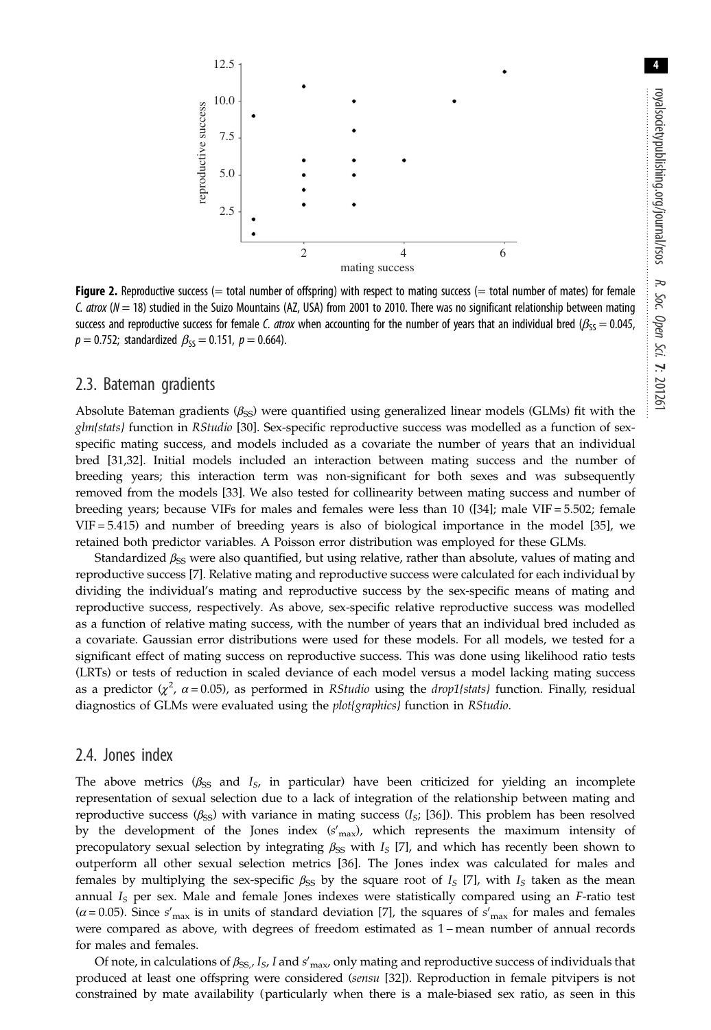**Figure 2.** Reproductive success (= total number of offspring) with respect to mating success (= total number of mates) for female *C. atrox* ($N = 18$) studied in the Suizo Mountains (AZ, USA) from 2001 to 2010. There was no significant relationship between mating success and reproductive success for female *C. atrox* when accounting for the number of years that an individual bred ($\beta_{SS} = 0.045$, $p = 0.752$; standardized $\beta_{SS} = 0.151$, $p = 0.664$).

## 2.3. Bateman gradients

Absolute Bateman gradients ($\beta_{SS}$) were quantified using generalized linear models (GLMs) fit with the *glm{stats}* function in *RStudio* [30]. Sex-specific reproductive success was modelled as a function of sex-specific mating success, and models included as a covariate the number of years that an individual bred [31,32]. Initial models included an interaction between mating success and the number of breeding years; this interaction term was non-significant for both sexes and was subsequently removed from the models [33]. We also tested for collinearity between mating success and number of breeding years; because VIFs for males and females were less than 10 ([34]; male VIF = 5.502; female VIF = 5.415) and number of breeding years is also of biological importance in the model [35], we retained both predictor variables. A Poisson error distribution was employed for these GLMs.

Standardized $\beta_{SS}$ were also quantified, but using relative, rather than absolute, values of mating and reproductive success [7]. Relative mating and reproductive success were calculated for each individual by dividing the individual's mating and reproductive success by the sex-specific means of mating and reproductive success, respectively. As above, sex-specific relative reproductive success was modelled as a function of relative mating success, with the number of years that an individual bred included as a covariate. Gaussian error distributions were used for these models. For all models, we tested for a significant effect of mating success on reproductive success. This was done using likelihood ratio tests (LRTs) or tests of reduction in scaled deviance of each model versus a model lacking mating success as a predictor ($\chi^2$, $\alpha = 0.05$), as performed in *RStudio* using the *drop1{stats}* function. Finally, residual diagnostics of GLMs were evaluated using the *plot{graphics}* function in *RStudio*.

## 2.4. Jones index

The above metrics ($\beta_{SS}$ and $I_S$, in particular) have been criticized for yielding an incomplete representation of sexual selection due to a lack of integration of the relationship between mating and reproductive success ($\beta_{SS}$) with variance in mating success ($I_S$; [36]). This problem has been resolved by the development of the Jones index ($s'_{max}$), which represents the maximum intensity of precopulatory sexual selection by integrating $\beta_{SS}$ with $I_S$ [7], and which has recently been shown to outperform all other sexual selection metrics [36]. The Jones index was calculated for males and females by multiplying the sex-specific $\beta_{SS}$ by the square root of $I_S$ [7], with $I_S$ taken as the mean annual $I_S$ per sex. Male and female Jones indexes were statistically compared using an $F$-ratio test ($\alpha = 0.05$). Since $s'_{max}$ is in units of standard deviation [7], the squares of $s'_{max}$ for males and females were compared as above, with degrees of freedom estimated as 1 – mean number of annual records for males and females.

Of note, in calculations of $\beta_{SS}$, $I_S$, $I$ and $s'_{max}$, only mating and reproductive success of individuals that produced at least one offspring were considered (*sensu* [32]). Reproduction in female pitvipers is not constrained by mate availability (particularly when there is a male-biased sex ratio, as seen in this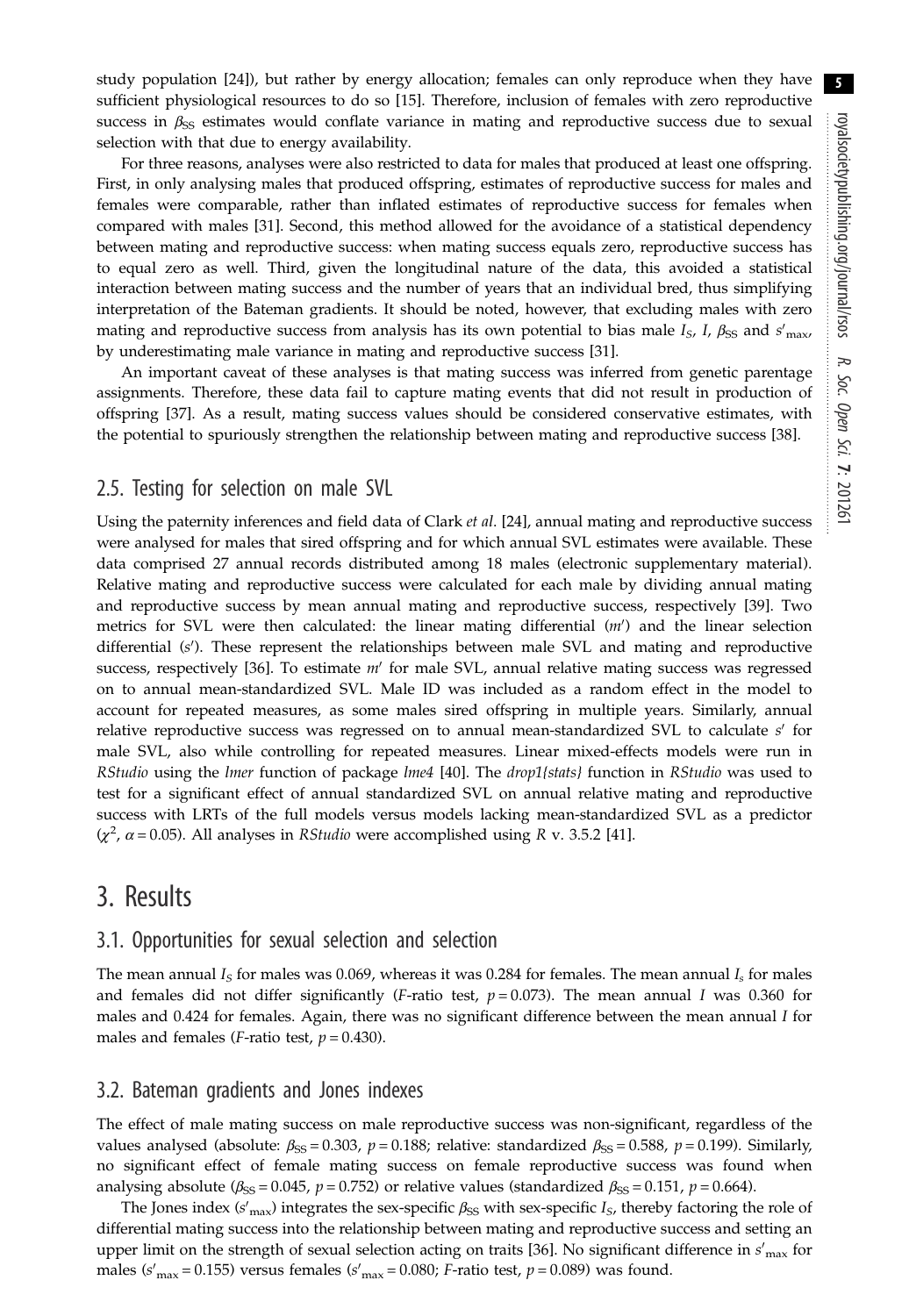study population [24]), but rather by energy allocation; females can only reproduce when they have sufficient physiological resources to do so [15]. Therefore, inclusion of females with zero reproductive success in $\beta_{SS}$ estimates would conflate variance in mating and reproductive success due to sexual selection with that due to energy availability.

For three reasons, analyses were also restricted to data for males that produced at least one offspring. First, in only analysing males that produced offspring, estimates of reproductive success for males and females were comparable, rather than inflated estimates of reproductive success for females when compared with males [31]. Second, this method allowed for the avoidance of a statistical dependency between mating and reproductive success: when mating success equals zero, reproductive success has to equal zero as well. Third, given the longitudinal nature of the data, this avoided a statistical interaction between mating success and the number of years that an individual bred, thus simplifying interpretation of the Bateman gradients. It should be noted, however, that excluding males with zero mating and reproductive success from analysis has its own potential to bias male $I_S$, $I$, $\beta_{SS}$ and $s'_{max}$, by underestimating male variance in mating and reproductive success [31].

An important caveat of these analyses is that mating success was inferred from genetic parentage assignments. Therefore, these data fail to capture mating events that did not result in production of offspring [37]. As a result, mating success values should be considered conservative estimates, with the potential to spuriously strengthen the relationship between mating and reproductive success [38].

## 2.5. Testing for selection on male SVL

Using the paternity inferences and field data of Clark *et al*. [24], annual mating and reproductive success were analysed for males that sired offspring and for which annual SVL estimates were available. These data comprised 27 annual records distributed among 18 males (electronic supplementary material). Relative mating and reproductive success were calculated for each male by dividing annual mating and reproductive success by mean annual mating and reproductive success, respectively [39]. Two metrics for SVL were then calculated: the linear mating differential ($m'$) and the linear selection differential ($s'$). These represent the relationships between male SVL and mating and reproductive success, respectively [36]. To estimate $m'$ for male SVL, annual relative mating success was regressed on to annual mean-standardized SVL. Male ID was included as a random effect in the model to account for repeated measures, as some males sired offspring in multiple years. Similarly, annual relative reproductive success was regressed on to annual mean-standardized SVL to calculate $s'$ for male SVL, also while controlling for repeated measures. Linear mixed-effects models were run in *RStudio* using the *lmer* function of package *lme4* [40]. The *drop1{stats}* function in *RStudio* was used to test for a significant effect of annual standardized SVL on annual relative mating and reproductive success with LRTs of the full models versus models lacking mean-standardized SVL as a predictor ($\chi^2$, $\alpha = 0.05$). All analyses in *RStudio* were accomplished using *R* v. 3.5.2 [41].

# 3. Results

## 3.1. Opportunities for sexual selection and selection

The mean annual $I_S$ for males was 0.069, whereas it was 0.284 for females. The mean annual $I_s$ for males and females did not differ significantly (*F*-ratio test, $p = 0.073$). The mean annual $I$ was 0.360 for males and 0.424 for females. Again, there was no significant difference between the mean annual $I$ for males and females (*F*-ratio test, $p = 0.430$).

## 3.2. Bateman gradients and Jones indexes

The effect of male mating success on male reproductive success was non-significant, regardless of the values analysed (absolute: $\beta_{SS} = 0.303$, $p = 0.188$; relative: standardized $\beta_{SS} = 0.588$, $p = 0.199$). Similarly, no significant effect of female mating success on female reproductive success was found when analysing absolute ($\beta_{SS} = 0.045$, $p = 0.752$) or relative values (standardized $\beta_{SS} = 0.151$, $p = 0.664$).

The Jones index ($s'_{max}$) integrates the sex-specific $\beta_{SS}$ with sex-specific $I_S$, thereby factoring the role of differential mating success into the relationship between mating and reproductive success and setting an upper limit on the strength of sexual selection acting on traits [36]. No significant difference in $s'_{max}$ for males ($s'_{max} = 0.155$) versus females ($s'_{max} = 0.080$; *F*-ratio test, $p = 0.089$) was found.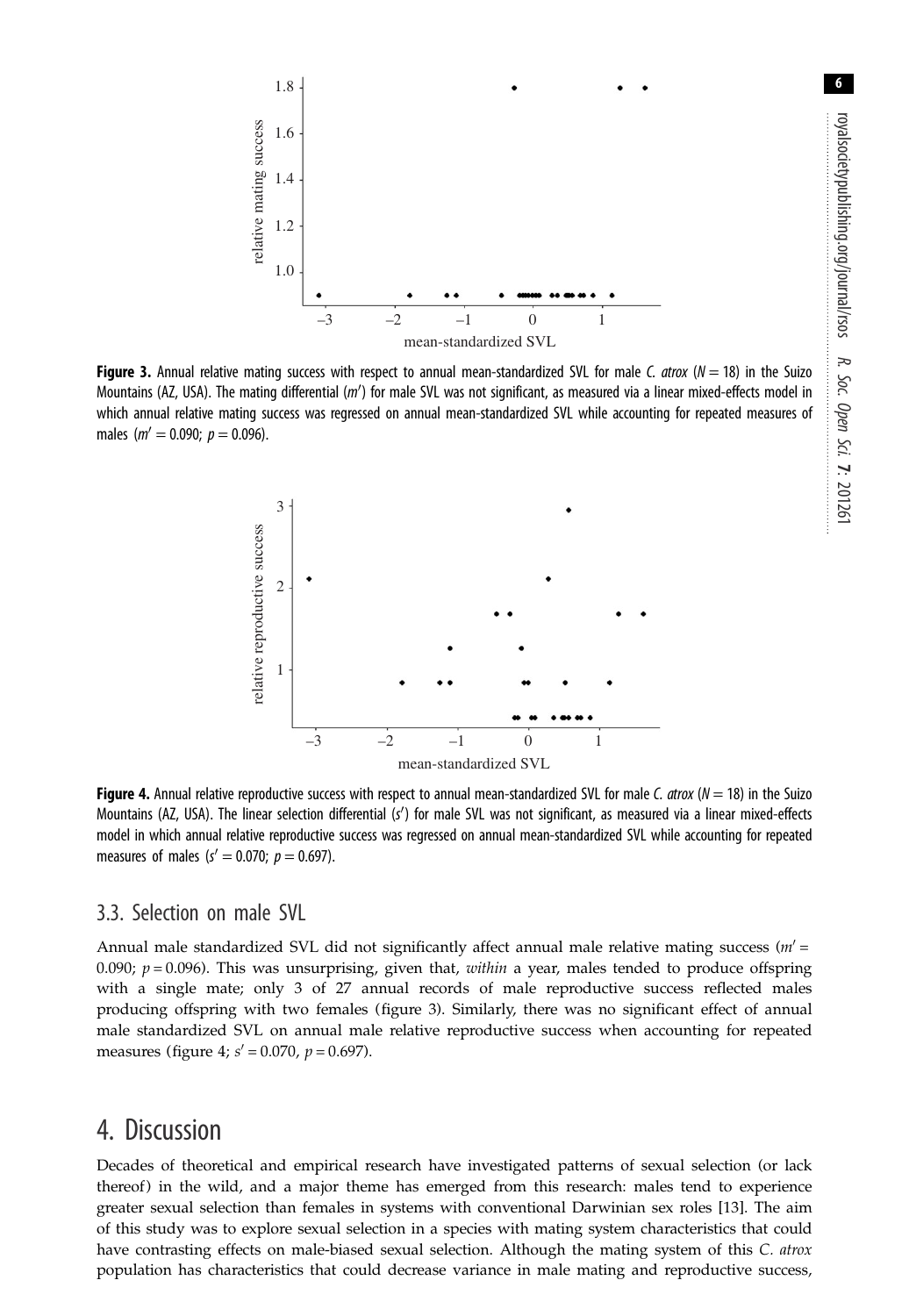**Figure 3.** Annual relative mating success with respect to annual mean-standardized SVL for male *C. atrox* ($N = 18$) in the Suizo Mountains (AZ, USA). The mating differential ($m'$) for male SVL was not significant, as measured via a linear mixed-effects model in which annual relative mating success was regressed on annual mean-standardized SVL while accounting for repeated measures of males ($m' = 0.090$; $p = 0.096$).

**Figure 4.** Annual relative reproductive success with respect to annual mean-standardized SVL for male *C. atrox* ($N = 18$) in the Suizo Mountains (AZ, USA). The linear selection differential ($s'$) for male SVL was not significant, as measured via a linear mixed-effects model in which annual relative reproductive success was regressed on annual mean-standardized SVL while accounting for repeated measures of males ($s' = 0.070$; $p = 0.697$).

### 3.3. Selection on male SVL

Annual male standardized SVL did not significantly affect annual male relative mating success ($m' = 0.090$; $p = 0.096$). This was unsurprising, given that, *within* a year, males tended to produce offspring with a single mate; only 3 of 27 annual records of male reproductive success reflected males producing offspring with two females (figure 3). Similarly, there was no significant effect of annual male standardized SVL on annual male relative reproductive success when accounting for repeated measures (figure 4; $s' = 0.070$, $p = 0.697$).

## 4. Discussion

Decades of theoretical and empirical research have investigated patterns of sexual selection (or lack thereof) in the wild, and a major theme has emerged from this research: males tend to experience greater sexual selection than females in systems with conventional Darwinian sex roles [13]. The aim of this study was to explore sexual selection in a species with mating system characteristics that could have contrasting effects on male-biased sexual selection. Although the mating system of this *C. atrox* population has characteristics that could decrease variance in male mating and reproductive success,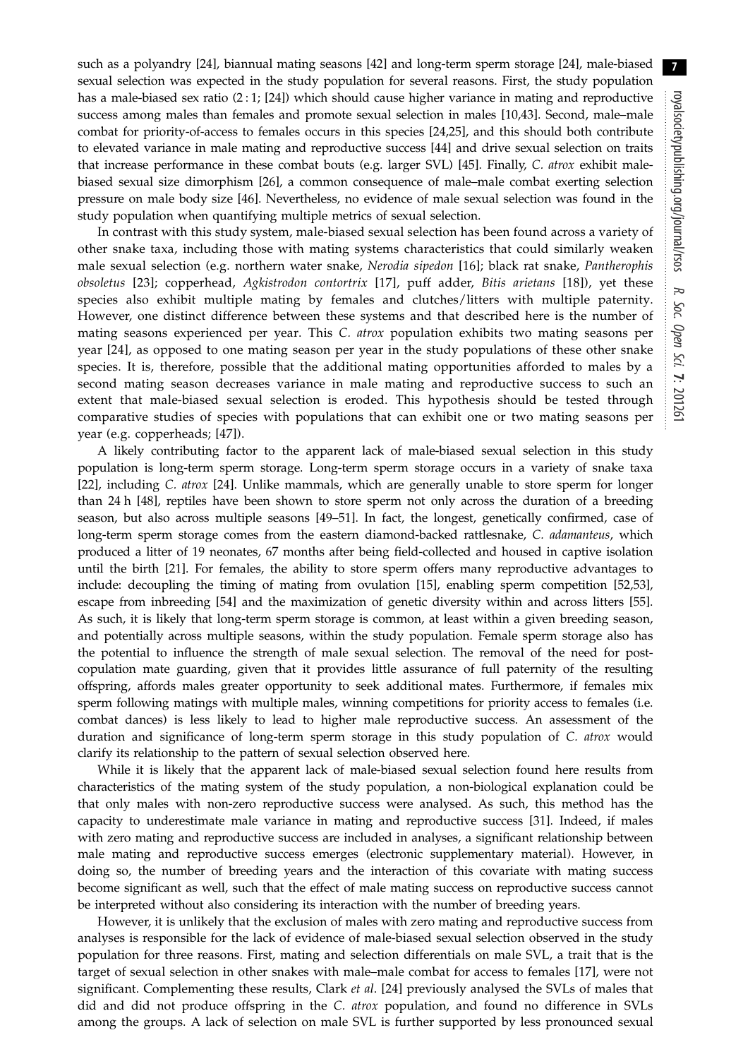such as a polyandry [24], biannual mating seasons [42] and long-term sperm storage [24], male-biased sexual selection was expected in the study population for several reasons. First, the study population has a male-biased sex ratio (2 : 1; [24]) which should cause higher variance in mating and reproductive success among males than females and promote sexual selection in males [10,43]. Second, male–male combat for priority-of-access to females occurs in this species [24,25], and this should both contribute to elevated variance in male mating and reproductive success [44] and drive sexual selection on traits that increase performance in these combat bouts (e.g. larger SVL) [45]. Finally, *C. atrox* exhibit male-biased sexual size dimorphism [26], a common consequence of male–male combat exerting selection pressure on male body size [46]. Nevertheless, no evidence of male sexual selection was found in the study population when quantifying multiple metrics of sexual selection.

In contrast with this study system, male-biased sexual selection has been found across a variety of other snake taxa, including those with mating systems characteristics that could similarly weaken male sexual selection (e.g. northern water snake, *Nerodia sipedon* [16]; black rat snake, *Pantherophis obsoletus* [23]; copperhead, *Agkistrodon contortrix* [17], puff adder, *Bitis arietans* [18]), yet these species also exhibit multiple mating by females and clutches/litters with multiple paternity. However, one distinct difference between these systems and that described here is the number of mating seasons experienced per year. This *C. atrox* population exhibits two mating seasons per year [24], as opposed to one mating season per year in the study populations of these other snake species. It is, therefore, possible that the additional mating opportunities afforded to males by a second mating season decreases variance in male mating and reproductive success to such an extent that male-biased sexual selection is eroded. This hypothesis should be tested through comparative studies of species with populations that can exhibit one or two mating seasons per year (e.g. copperheads; [47]).

A likely contributing factor to the apparent lack of male-biased sexual selection in this study population is long-term sperm storage. Long-term sperm storage occurs in a variety of snake taxa [22], including *C. atrox* [24]. Unlike mammals, which are generally unable to store sperm for longer than 24 h [48], reptiles have been shown to store sperm not only across the duration of a breeding season, but also across multiple seasons [49–51]. In fact, the longest, genetically confirmed, case of long-term sperm storage comes from the eastern diamond-backed rattlesnake, *C. adamanteus*, which produced a litter of 19 neonates, 67 months after being field-collected and housed in captive isolation until the birth [21]. For females, the ability to store sperm offers many reproductive advantages to include: decoupling the timing of mating from ovulation [15], enabling sperm competition [52,53], escape from inbreeding [54] and the maximization of genetic diversity within and across litters [55]. As such, it is likely that long-term sperm storage is common, at least within a given breeding season, and potentially across multiple seasons, within the study population. Female sperm storage also has the potential to influence the strength of male sexual selection. The removal of the need for post-copulation mate guarding, given that it provides little assurance of full paternity of the resulting offspring, affords males greater opportunity to seek additional mates. Furthermore, if females mix sperm following matings with multiple males, winning competitions for priority access to females (i.e. combat dances) is less likely to lead to higher male reproductive success. An assessment of the duration and significance of long-term sperm storage in this study population of *C. atrox* would clarify its relationship to the pattern of sexual selection observed here.

While it is likely that the apparent lack of male-biased sexual selection found here results from characteristics of the mating system of the study population, a non-biological explanation could be that only males with non-zero reproductive success were analysed. As such, this method has the capacity to underestimate male variance in mating and reproductive success [31]. Indeed, if males with zero mating and reproductive success are included in analyses, a significant relationship between male mating and reproductive success emerges (electronic supplementary material). However, in doing so, the number of breeding years and the interaction of this covariate with mating success become significant as well, such that the effect of male mating success on reproductive success cannot be interpreted without also considering its interaction with the number of breeding years.

However, it is unlikely that the exclusion of males with zero mating and reproductive success from analyses is responsible for the lack of evidence of male-biased sexual selection observed in the study population for three reasons. First, mating and selection differentials on male SVL, a trait that is the target of sexual selection in other snakes with male–male combat for access to females [17], were not significant. Complementing these results, Clark *et al*. [24] previously analysed the SVLs of males that did and did not produce offspring in the *C. atrox* population, and found no difference in SVLs among the groups. A lack of selection on male SVL is further supported by less pronounced sexual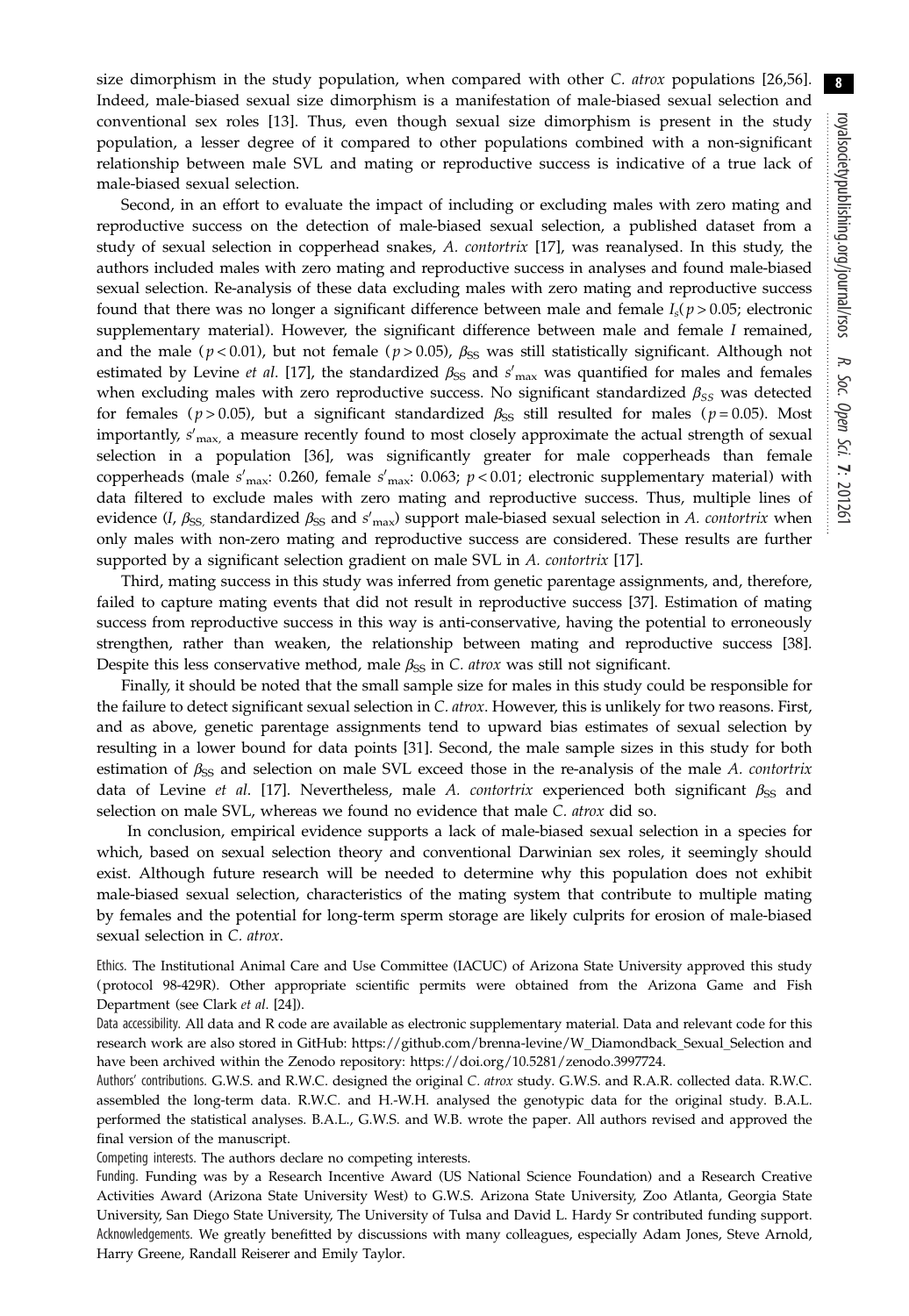size dimorphism in the study population, when compared with other *C. atrox* populations [26,56]. Indeed, male-biased sexual size dimorphism is a manifestation of male-biased sexual selection and conventional sex roles [13]. Thus, even though sexual size dimorphism is present in the study population, a lesser degree of it compared to other populations combined with a non-significant relationship between male SVL and mating or reproductive success is indicative of a true lack of male-biased sexual selection.

Second, in an effort to evaluate the impact of including or excluding males with zero mating and reproductive success on the detection of male-biased sexual selection, a published dataset from a study of sexual selection in copperhead snakes, *A. contortrix* [17], was reanalysed. In this study, the authors included males with zero mating and reproductive success in analyses and found male-biased sexual selection. Re-analysis of these data excluding males with zero mating and reproductive success found that there was no longer a significant difference between male and female $I_s$($p > 0.05$; electronic supplementary material). However, the significant difference between male and female $I$ remained, and the male ($p < 0.01$), but not female ($p > 0.05$), $\beta_{SS}$ was still statistically significant. Although not estimated by Levine *et al*. [17], the standardized $\beta_{SS}$ and $s'_{max}$ was quantified for males and females when excluding males with zero reproductive success. No significant standardized $\beta_{SS}$ was detected for females ($p > 0.05$), but a significant standardized $\beta_{SS}$ still resulted for males ($p = 0.05$). Most importantly, $s'_{max}$, a measure recently found to most closely approximate the actual strength of sexual selection in a population [36], was significantly greater for male copperheads than female copperheads (male $s'_{max}$: 0.260, female $s'_{max}$: 0.063; $p < 0.01$; electronic supplementary material) with data filtered to exclude males with zero mating and reproductive success. Thus, multiple lines of evidence ($I$, $\beta_{SS}$, standardized $\beta_{SS}$ and $s'_{max}$) support male-biased sexual selection in *A. contortrix* when only males with non-zero mating and reproductive success are considered. These results are further supported by a significant selection gradient on male SVL in *A. contortrix* [17].

Third, mating success in this study was inferred from genetic parentage assignments, and, therefore, failed to capture mating events that did not result in reproductive success [37]. Estimation of mating success from reproductive success in this way is anti-conservative, having the potential to erroneously strengthen, rather than weaken, the relationship between mating and reproductive success [38]. Despite this less conservative method, male $\beta_{SS}$ in *C. atrox* was still not significant.

Finally, it should be noted that the small sample size for males in this study could be responsible for the failure to detect significant sexual selection in *C. atrox*. However, this is unlikely for two reasons. First, and as above, genetic parentage assignments tend to upward bias estimates of sexual selection by resulting in a lower bound for data points [31]. Second, the male sample sizes in this study for both estimation of $\beta_{SS}$ and selection on male SVL exceed those in the re-analysis of the male *A. contortrix* data of Levine *et al*. [17]. Nevertheless, male *A. contortrix* experienced both significant $\beta_{SS}$ and selection on male SVL, whereas we found no evidence that male *C. atrox* did so.

In conclusion, empirical evidence supports a lack of male-biased sexual selection in a species for which, based on sexual selection theory and conventional Darwinian sex roles, it seemingly should exist. Although future research will be needed to determine why this population does not exhibit male-biased sexual selection, characteristics of the mating system that contribute to multiple mating by females and the potential for long-term sperm storage are likely culprits for erosion of male-biased sexual selection in *C. atrox*.

Ethics. The Institutional Animal Care and Use Committee (IACUC) of Arizona State University approved this study (protocol 98-429R). Other appropriate scientific permits were obtained from the Arizona Game and Fish Department (see Clark *et al*. [24]).

Data accessibility. All data and R code are available as electronic supplementary material. Data and relevant code for this research work are also stored in GitHub: https://github.com/brenna-levine/W_Diamondback_Sexual_Selection and have been archived within the Zenodo repository: https://doi.org/10.5281/zenodo.3997724.

Authors' contributions. G.W.S. and R.W.C. designed the original *C. atrox* study. G.W.S. and R.A.R. collected data. R.W.C. assembled the long-term data. R.W.C. and H.-W.H. analysed the genotypic data for the original study. B.A.L. performed the statistical analyses. B.A.L., G.W.S. and W.B. wrote the paper. All authors revised and approved the final version of the manuscript.

Competing interests. The authors declare no competing interests.

Funding. Funding was by a Research Incentive Award (US National Science Foundation) and a Research Creative Activities Award (Arizona State University West) to G.W.S. Arizona State University, Zoo Atlanta, Georgia State University, San Diego State University, The University of Tulsa and David L. Hardy Sr contributed funding support.

Acknowledgements. We greatly benefitted by discussions with many colleagues, especially Adam Jones, Steve Arnold, Harry Greene, Randall Reiserer and Emily Taylor.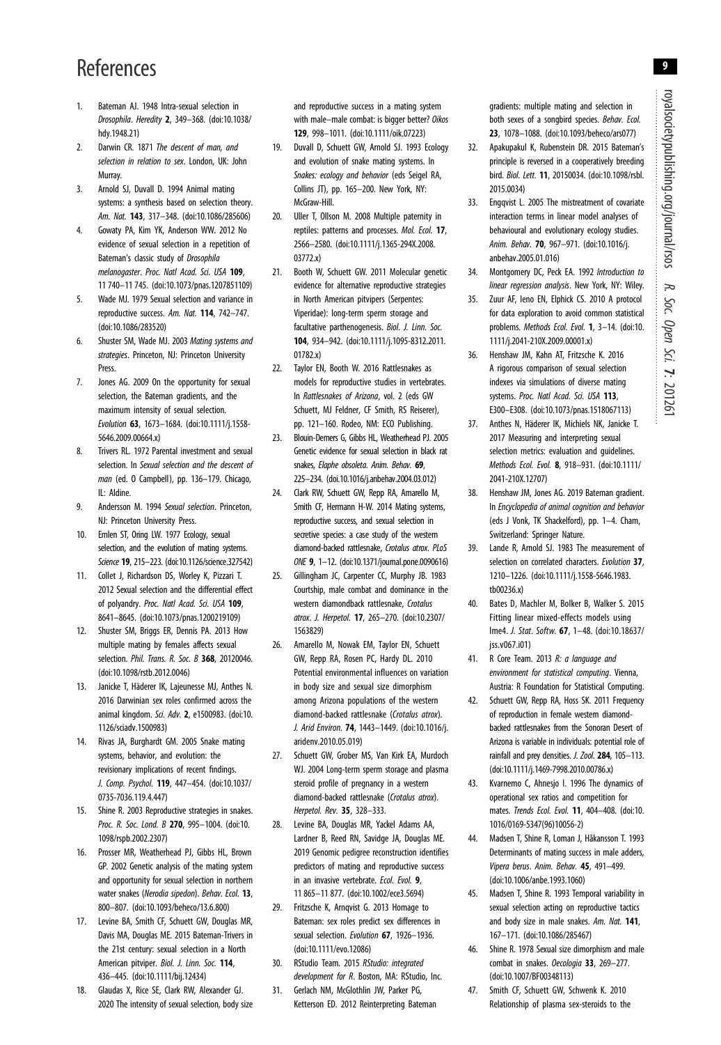# References

1. Bateman AJ. 1948 Intra-sexual selection in *Drosophila*. *Heredity* **2**, 349–368. (doi:10.1038/hdy.1948.21)
2. Darwin CR. 1871 *The descent of man, and selection in relation to sex*. London, UK: John Murray.
3. Arnold SJ, Duvall D. 1994 Animal mating systems: a synthesis based on selection theory. *Am. Nat.* **143**, 317–348. (doi:10.1086/285606)
4. Gowaty PA, Kim YK, Anderson WW. 2012 No evidence of sexual selection in a repetition of Bateman's classic study of *Drosophila melanogaster*. *Proc. Natl Acad. Sci. USA* **109**, 11 740–11 745. (doi:10.1073/pnas.1207851109)
5. Wade MJ. 1979 Sexual selection and variance in reproductive success. *Am. Nat.* **114**, 742–747. (doi:10.1086/283520)
6. Shuster SM, Wade MJ. 2003 *Mating systems and strategies*. Princeton, NJ: Princeton University Press.
7. Jones AG. 2009 On the opportunity for sexual selection, the Bateman gradients, and the maximum intensity of sexual selection. *Evolution* **63**, 1673–1684. (doi:10.1111/j.1558-5646.2009.00664.x)
8. Trivers RL. 1972 Parental investment and sexual selection. In *Sexual selection and the descent of man* (ed. O Campbell), pp. 136–179. Chicago, IL: Aldine.
9. Andersson M. 1994 *Sexual selection*. Princeton, NJ: Princeton University Press.
10. Emlen ST, Oring LW. 1977 Ecology, sexual selection, and the evolution of mating systems. *Science* **19**, 215–223. (doi:10.1126/science.327542)
11. Collet J, Richardson DS, Worley K, Pizzari T. 2012 Sexual selection and the differential effect of polyandry. *Proc. Natl Acad. Sci. USA* **109**, 8641–8645. (doi:10.1073/pnas.1200219109)
12. Shuster SM, Briggs ER, Dennis PA. 2013 How multiple mating by females affects sexual selection. *Phil. Trans. R. Soc. B* **368**, 20120046. (doi:10.1098/rstb.2012.0046)
13. Janicke T, Häderer IK, Lajeunesse MJ, Anthes N. 2016 Darwinian sex roles confirmed across the animal kingdom. *Sci. Adv.* **2**, e1500983. (doi:10.1126/sciadv.1500983)
14. Rivas JA, Burghardt GM. 2005 Snake mating systems, behavior, and evolution: the revisionary implications of recent findings. *J. Comp. Psychol.* **119**, 447–454. (doi:10.1037/0735-7036.119.4.447)
15. Shine R. 2003 Reproductive strategies in snakes. *Proc. R. Soc. Lond. B* **270**, 995–1004. (doi:10.1098/rspb.2002.2307)
16. Prosser MR, Weatherhead PJ, Gibbs HL, Brown GP. 2002 Genetic analysis of the mating system and opportunity for sexual selection in northern water snakes (*Nerodia sipedon*). *Behav. Ecol.* **13**, 800–807. (doi:10.1093/beheco/13.6.800)
17. Levine BA, Smith CF, Schuett GW, Douglas MR, Davis MA, Douglas ME. 2015 Bateman-Trivers in the 21st century: sexual selection in a North American pitviper. *Biol. J. Linn. Soc.* **114**, 436–445. (doi:10.1111/bij.12434)
18. Glaudas X, Rice SE, Clark RW, Alexander GJ. 2020 The intensity of sexual selection, body size and reproductive success in a mating system with male–male combat: is bigger better? *Oikos* **129**, 998–1011. (doi:10.1111/oik.07223)
19. Duvall D, Schuett GW, Arnold SJ. 1993 Ecology and evolution of snake mating systems. In *Snakes: ecology and behavior* (eds Seigel RA, Collins JT), pp. 165–200. New York, NY: McGraw-Hill.
20. Uller T, Ollson M. 2008 Multiple paternity in reptiles: patterns and processes. *Mol. Ecol.* **17**, 2566–2580. (doi:10.1111/j.1365-294X.2008.03772.x)
21. Booth W, Schuett GW. 2011 Molecular genetic evidence for alternative reproductive strategies in North American pitvipers (Serpentes: Viperidae): long-term sperm storage and facultative parthenogenesis. *Biol. J. Linn. Soc.* **104**, 934–942. (doi:10.1111/j.1095-8312.2011.01782.x)
22. Taylor EN, Booth W. 2016 Rattlesnakes as models for reproductive studies in vertebrates. In *Rattlesnakes of Arizona*, vol. 2 (eds GW Schuett, MJ Feldner, CF Smith, RS Reiserer), pp. 121–160. Rodeo, NM: ECO Publishing.
23. Blouin-Demers G, Gibbs HL, Weatherhead PJ. 2005 Genetic evidence for sexual selection in black rat snakes, *Elaphe obsoleta*. *Anim. Behav.* **69**, 225–234. (doi:10.1016/j.anbehav.2004.03.012)
24. Clark RW, Schuett GW, Repp RA, Amarello M, Smith CF, Hermann H-W. 2014 Mating systems, reproductive success, and sexual selection in secretive species: a case study of the western diamond-backed rattlesnake, *Crotalus atrox*. *PLoS ONE* **9**, 1–12. (doi:10.1371/journal.pone.0090616)
25. Gillingham JC, Carpenter CC, Murphy JB. 1983 Courtship, male combat and dominance in the western diamondback rattlesnake, *Crotalus atrox*. *J. Herpetol.* **17**, 265–270. (doi:10.2307/1563829)
26. Amarello M, Nowak EM, Taylor EN, Schuett GW, Repp RA, Rosen PC, Hardy DL. 2010 Potential environmental influences on variation in body size and sexual size dimorphism among Arizona populations of the western diamond-backed rattlesnake (*Crotalus atrox*). *J. Arid Environ.* **74**, 1443–1449. (doi:10.1016/j.aridenv.2010.05.019)
27. Schuett GW, Grober MS, Van Kirk EA, Murdoch WJ. 2004 Long-term sperm storage and plasma steroid profile of pregnancy in a western diamond-backed rattlesnake (*Crotalus atrox*). *Herpetol. Rev.* **35**, 328–333.
28. Levine BA, Douglas MR, Yackel Adams AA, Lardner B, Reed RN, Savidge JA, Douglas ME. 2019 Genomic pedigree reconstruction identifies predictors of mating and reproductive success in an invasive vertebrate. *Ecol. Evol.* **9**, 11 865–11 877. (doi:10.1002/ece3.5694)
29. Fritzsche K, Arnqvist G. 2013 Homage to Bateman: sex roles predict sex differences in sexual selection. *Evolution* **67**, 1926–1936. (doi:10.1111/evo.12086)
30. RStudio Team. 2015 *RStudio: integrated development for R*. Boston, MA: RStudio, Inc.
31. Gerlach NM, McGlothlin JW, Parker PG, Ketterson ED. 2012 Reinterpreting Bateman gradients: multiple mating and selection in both sexes of a songbird species. *Behav. Ecol.* **23**, 1078–1088. (doi:10.1093/beheco/ars077)
32. Apakupakul K, Rubenstein DR. 2015 Bateman's principle is reversed in a cooperatively breeding bird. *Biol. Lett.* **11**, 20150034. (doi:10.1098/rsbl.2015.0034)
33. Engqvist L. 2005 The mistreatment of covariate interaction terms in linear model analyses of behavioural and evolutionary ecology studies. *Anim. Behav.* **70**, 967–971. (doi:10.1016/j.anbehav.2005.01.016)
34. Montgomery DC, Peck EA. 1992 *Introduction to linear regression analysis*. New York, NY: Wiley.
35. Zuur AF, Ieno EN, Elphick CS. 2010 A protocol for data exploration to avoid common statistical problems. *Methods Ecol. Evol.* **1**, 3–14. (doi:10.1111/j.2041-210X.2009.00001.x)
36. Henshaw JM, Kahn AT, Fritzsche K. 2016 A rigorous comparison of sexual selection indexes via simulations of diverse mating systems. *Proc. Natl Acad. Sci. USA* **113**, E300–E308. (doi:10.1073/pnas.1518067113)
37. Anthes N, Häderer IK, Michiels NK, Janicke T. 2017 Measuring and interpreting sexual selection metrics: evaluation and guidelines. *Methods Ecol. Evol.* **8**, 918–931. (doi:10.1111/2041-210X.12707)
38. Henshaw JM, Jones AG. 2019 Bateman gradient. In *Encyclopedia of animal cognition and behavior* (eds J Vonk, TK Shackelford), pp. 1–4. Cham, Switzerland: Springer Nature.
39. Lande R, Arnold SJ. 1983 The measurement of selection on correlated characters. *Evolution* **37**, 1210–1226. (doi:10.1111/j.1558-5646.1983.tb00236.x)
40. Bates D, Machler M, Bolker B, Walker S. 2015 Fitting linear mixed-effects models using lme4. *J. Stat. Softw.* **67**, 1–48. (doi:10.18637/jss.v067.i01)
41. R Core Team. 2013 *R: a language and environment for statistical computing*. Vienna, Austria: R Foundation for Statistical Computing.
42. Schuett GW, Repp RA, Hoss SK. 2011 Frequency of reproduction in female western diamond-backed rattlesnakes from the Sonoran Desert of Arizona is variable in individuals: potential role of rainfall and prey densities. *J. Zool.* **284**, 105–113. (doi:10.1111/j.1469-7998.2010.00786.x)
43. Kvarnemo C, Ahnesjo I. 1996 The dynamics of operational sex ratios and competition for mates. *Trends Ecol. Evol.* **11**, 404–408. (doi:10.1016/0169-5347(96)10056-2)
44. Madsen T, Shine R, Loman J, Håkansson T. 1993 Determinants of mating success in male adders, *Vipera berus*. *Anim. Behav.* **45**, 491–499. (doi:10.1006/anbe.1993.1060)
45. Madsen T, Shine R. 1993 Temporal variability in sexual selection acting on reproductive tactics and body size in male snakes. *Am. Nat.* **141**, 167–171. (doi:10.1086/285467)
46. Shine R. 1978 Sexual size dimorphism and male combat in snakes. *Oecologia* **33**, 269–277. (doi:10.1007/BF00348113)
47. Smith CF, Schuett GW, Schwenk K. 2010 Relationship of plasma sex-steroids to the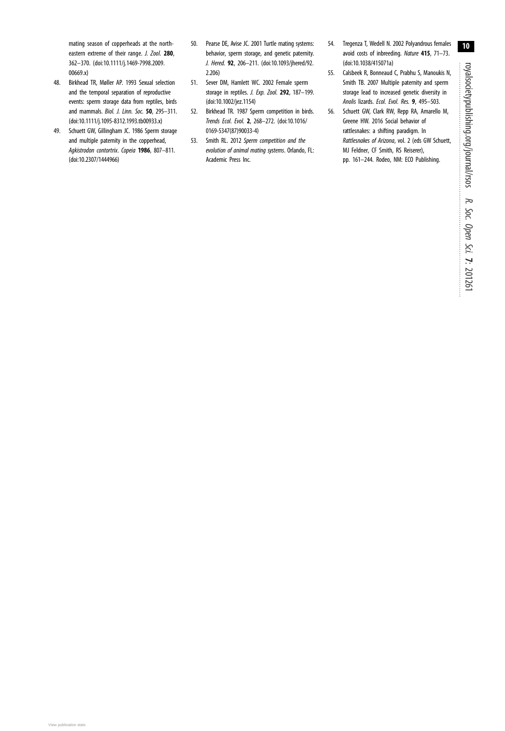mating season of copperheads at the northeastern extreme of their range. *J. Zool.* **280**, 362–370. (doi:10.1111/j.1469-7998.2009.00669.x)

48. Birkhead TR, Møller AP. 1993 Sexual selection and the temporal separation of reproductive events: sperm storage data from reptiles, birds and mammals. *Biol. J. Linn. Soc.* **50**, 295–311. (doi:10.1111/j.1095-8312.1993.tb00933.x)
49. Schuett GW, Gillingham JC. 1986 Sperm storage and multiple paternity in the copperhead, *Agkistrodon contortrix*. *Copeia* **1986**, 807–811. (doi:10.2307/1444966)
50. Pearse DE, Avise JC. 2001 Turtle mating systems: behavior, sperm storage, and genetic paternity. *J. Hered.* **92**, 206–211. (doi:10.1093/jhered/92.2.206)
51. Sever DM, Hamlett WC. 2002 Female sperm storage in reptiles. *J. Exp. Zool.* **292**, 187–199. (doi:10.1002/jez.1154)
52. Birkhead TR. 1987 Sperm competition in birds. *Trends Ecol. Evol.* **2**, 268–272. (doi:10.1016/0169-5347(87)90033-4)
53. Smith RL. 2012 *Sperm competition and the evolution of animal mating systems*. Orlando, FL: Academic Press Inc.
54. Tregenza T, Wedell N. 2002 Polyandrous females avoid costs of inbreeding. *Nature* **415**, 71–73. (doi:10.1038/415071a)
55. Calsbeek R, Bonneaud C, Prabhu S, Manoukis N, Smith TB. 2007 Multiple paternity and sperm storage lead to increased genetic diversity in *Anolis* lizards. *Ecol. Evol. Res.* **9**, 495–503.
56. Schuett GW, Clark RW, Repp RA, Amarello M, Greene HW. 2016 Social behavior of rattlesnakes: a shifting paradigm. In *Rattlesnakes of Arizona*, vol. 2 (eds GW Schuett, MJ Feldner, CF Smith, RS Reiserer), pp. 161–244. Rodeo, NM: ECO Publishing.